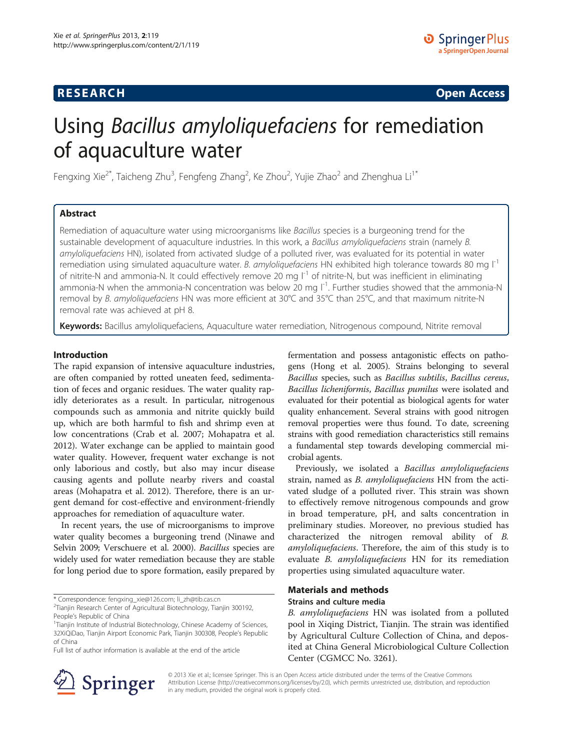RESEARCH Open Access

# Using *Bacillus amyloliquefaciens* for remediation of aquaculture water

Fengxing Xie[2*], Taicheng Zhu[3], Fengfeng Zhang[2], Ke Zhou[2], Yujie Zhao[2] and Zhenghua Li[1*]

## Abstract

Remediation of aquaculture water using microorganisms like *Bacillus* species is a burgeoning trend for the sustainable development of aquaculture industries. In this work, a *Bacillus amyloliquefaciens* strain (namely *B. amyloliquefaciens* HN), isolated from activated sludge of a polluted river, was evaluated for its potential in water remediation using simulated aquaculture water. *B. amyloliquefaciens* HN exhibited high tolerance towards 80 mg $l^{-1}$ of nitrite-N and ammonia-N. It could effectively remove 20 mg $l^{-1}$ of nitrite-N, but was inefficient in eliminating ammonia-N when the ammonia-N concentration was below 20 mg $l^{-1}$. Further studies showed that the ammonia-N removal by *B. amyloliquefaciens* HN was more efficient at 30°C and 35°C than 25°C, and that maximum nitrite-N removal rate was achieved at pH 8.

**Keywords:** Bacillus amyloliquefaciens, Aquaculture water remediation, Nitrogenous compound, Nitrite removal

## Introduction

The rapid expansion of intensive aquaculture industries, are often companied by rotted uneaten feed, sedimentation of feces and organic residues. The water quality rapidly deteriorates as a result. In particular, nitrogenous compounds such as ammonia and nitrite quickly build up, which are both harmful to fish and shrimp even at low concentrations (Crab et al. 2007; Mohapatra et al. 2012). Water exchange can be applied to maintain good water quality. However, frequent water exchange is not only laborious and costly, but also may incur disease causing agents and pollute nearby rivers and coastal areas (Mohapatra et al. 2012). Therefore, there is an urgent demand for cost-effective and environment-friendly approaches for remediation of aquaculture water.

In recent years, the use of microorganisms to improve water quality becomes a burgeoning trend (Ninawe and Selvin 2009; Verschuere et al. 2000). *Bacillus* species are widely used for water remediation because they are stable for long period due to spore formation, easily prepared by fermentation and possess antagonistic effects on pathogens (Hong et al. 2005). Strains belonging to several *Bacillus* species, such as *Bacillus subtilis*, *Bacillus cereus*, *Bacillus licheniformis*, *Bacillus pumilus* were isolated and evaluated for their potential as biological agents for water quality enhancement. Several strains with good nitrogen removal properties were thus found. To date, screening strains with good remediation characteristics still remains a fundamental step towards developing commercial microbial agents.

Previously, we isolated a *Bacillus amyloliquefaciens* strain, named as *B. amyloliquefaciens* HN from the activated sludge of a polluted river. This strain was shown to effectively remove nitrogenous compounds and grow in broad temperature, pH, and salts concentration in preliminary studies. Moreover, no previous studied has characterized the nitrogen removal ability of *B. amyloliquefaciens*. Therefore, the aim of this study is to evaluate *B. amyloliquefaciens* HN for its remediation properties using simulated aquaculture water.

## Materials and methods

### Strains and culture media

*B. amyloliquefaciens* HN was isolated from a polluted pool in Xiqing District, Tianjin. The strain was identified by Agricultural Culture Collection of China, and deposited at China General Microbiological Culture Collection Center (CGMCC No. 3261).

\* Correspondence: fengxing_xie@126.com; li_zh@tib.cas.cn
[2]Tianjin Research Center of Agricultural Biotechnology, Tianjin 300192, People's Republic of China
[1]Tianjin Institute of Industrial Biotechnology, Chinese Academy of Sciences, 32XiQiDao, Tianjin Airport Economic Park, Tianjin 300308, People's Republic of China
Full list of author information is available at the end of the article

© 2013 Xie et al.; licensee Springer. This is an Open Access article distributed under the terms of the Creative Commons Attribution License (http://creativecommons.org/licenses/by/2.0), which permits unrestricted use, distribution, and reproduction in any medium, provided the original work is properly cited.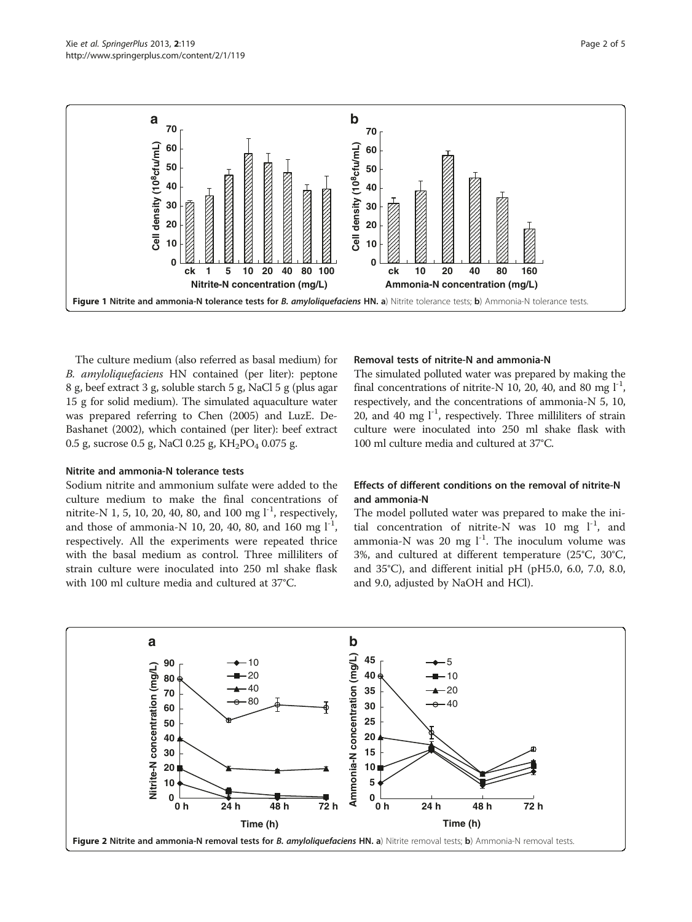Figure 1 Nitrite and ammonia-N tolerance tests for *B. amyloliquefaciens* HN. a) Nitrite tolerance tests; b) Ammonia-N tolerance tests.

The culture medium (also referred as basal medium) for *B. amyloliquefaciens* HN contained (per liter): peptone 8 g, beef extract 3 g, soluble starch 5 g, NaCl 5 g (plus agar 15 g for solid medium). The simulated aquaculture water was prepared referring to Chen (2005) and LuzE. De-Bashanet (2002), which contained (per liter): beef extract 0.5 g, sucrose 0.5 g, NaCl 0.25 g, $KH_2PO_4$ 0.075 g.

### Nitrite and ammonia-N tolerance tests

Sodium nitrite and ammonium sulfate were added to the culture medium to make the final concentrations of nitrite-N 1, 5, 10, 20, 40, 80, and 100 mg $l^{-1}$, respectively, and those of ammonia-N 10, 20, 40, 80, and 160 mg $l^{-1}$, respectively. All the experiments were repeated thrice with the basal medium as control. Three milliliters of strain culture were inoculated into 250 ml shake flask with 100 ml culture media and cultured at 37°C.

### Removal tests of nitrite-N and ammonia-N

The simulated polluted water was prepared by making the final concentrations of nitrite-N 10, 20, 40, and 80 mg $l^{-1}$, respectively, and the concentrations of ammonia-N 5, 10, 20, and 40 mg $l^{-1}$, respectively. Three milliliters of strain culture were inoculated into 250 ml shake flask with 100 ml culture media and cultured at 37°C.

### Effects of different conditions on the removal of nitrite-N and ammonia-N

The model polluted water was prepared to make the initial concentration of nitrite-N was 10 mg $l^{-1}$, and ammonia-N was 20 mg $l^{-1}$. The inoculum volume was 3%, and cultured at different temperature (25°C, 30°C, and 35°C), and different initial pH (pH5.0, 6.0, 7.0, 8.0, and 9.0, adjusted by NaOH and HCl).

Figure 2 Nitrite and ammonia-N removal tests for *B. amyloliquefaciens* HN. a) Nitrite removal tests; b) Ammonia-N removal tests.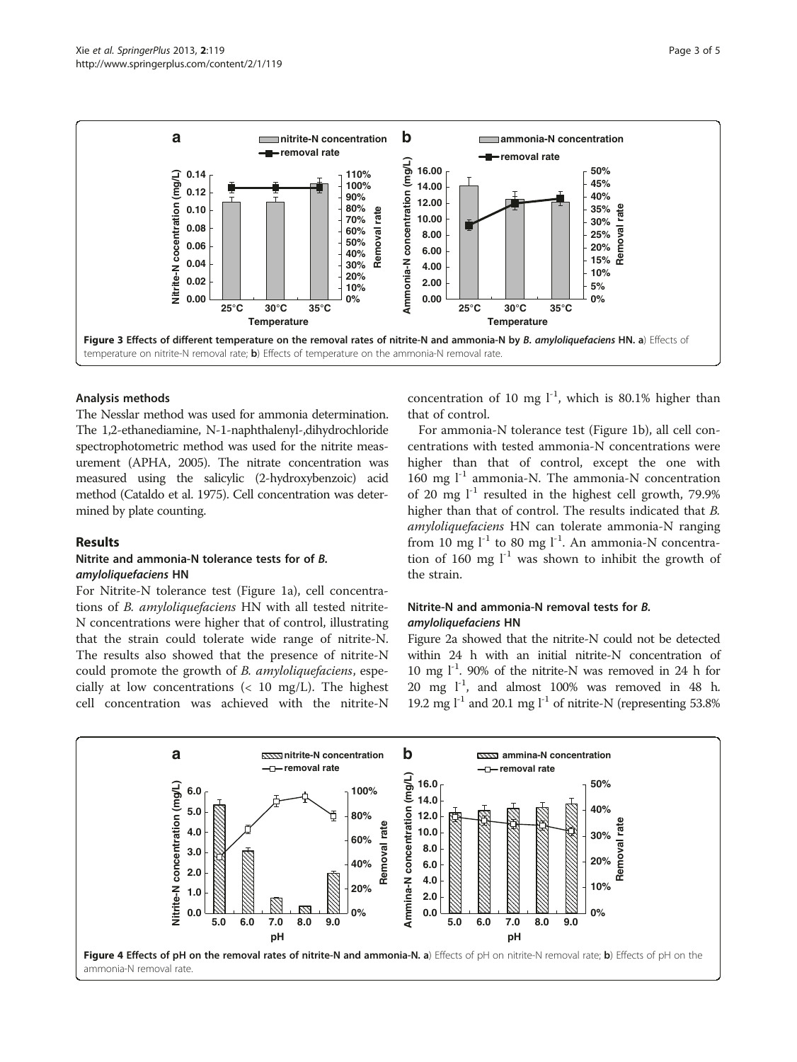Figure 3 Effects of different temperature on the removal rates of nitrite-N and ammonia-N by *B. amyloliquefaciens* HN. a) Effects of temperature on nitrite-N removal rate; b) Effects of temperature on the ammonia-N removal rate.

### Analysis methods

The Nesslar method was used for ammonia determination. The 1,2-ethanediamine, N-1-naphthalenyl-,dihydrochloride spectrophotometric method was used for the nitrite measurement (APHA, 2005). The nitrate concentration was measured using the salicylic (2-hydroxybenzoic) acid method (Cataldo et al. 1975). Cell concentration was determined by plate counting.

## Results

### Nitrite and ammonia-N tolerance tests for of *B. amyloliquefaciens* HN

For Nitrite-N tolerance test (Figure 1a), cell concentrations of *B. amyloliquefaciens* HN with all tested nitrite-N concentrations were higher that of control, illustrating that the strain could tolerate wide range of nitrite-N. The results also showed that the presence of nitrite-N could promote the growth of *B. amyloliquefaciens*, especially at low concentrations (< 10 mg/L). The highest cell concentration was achieved with the nitrite-N concentration of 10 mg $l^{-1}$, which is 80.1% higher than that of control.

For ammonia-N tolerance test (Figure 1b), all cell concentrations with tested ammonia-N concentrations were higher than that of control, except the one with 160 mg $l^{-1}$ ammonia-N. The ammonia-N concentration of 20 mg $l^{-1}$ resulted in the highest cell growth, 79.9% higher than that of control. The results indicated that *B. amyloliquefaciens* HN can tolerate ammonia-N ranging from 10 mg $l^{-1}$ to 80 mg $l^{-1}$. An ammonia-N concentration of 160 mg $l^{-1}$ was shown to inhibit the growth of the strain.

### Nitrite-N and ammonia-N removal tests for *B. amyloliquefaciens* HN

Figure 2a showed that the nitrite-N could not be detected within 24 h with an initial nitrite-N concentration of 10 mg $l^{-1}$. 90% of the nitrite-N was removed in 24 h for 20 mg $l^{-1}$, and almost 100% was removed in 48 h. 19.2 mg $l^{-1}$ and 20.1 mg $l^{-1}$ of nitrite-N (representing 53.8%

Figure 4 Effects of pH on the removal rates of nitrite-N and ammonia-N. a) Effects of pH on nitrite-N removal rate; b) Effects of pH on the ammonia-N removal rate.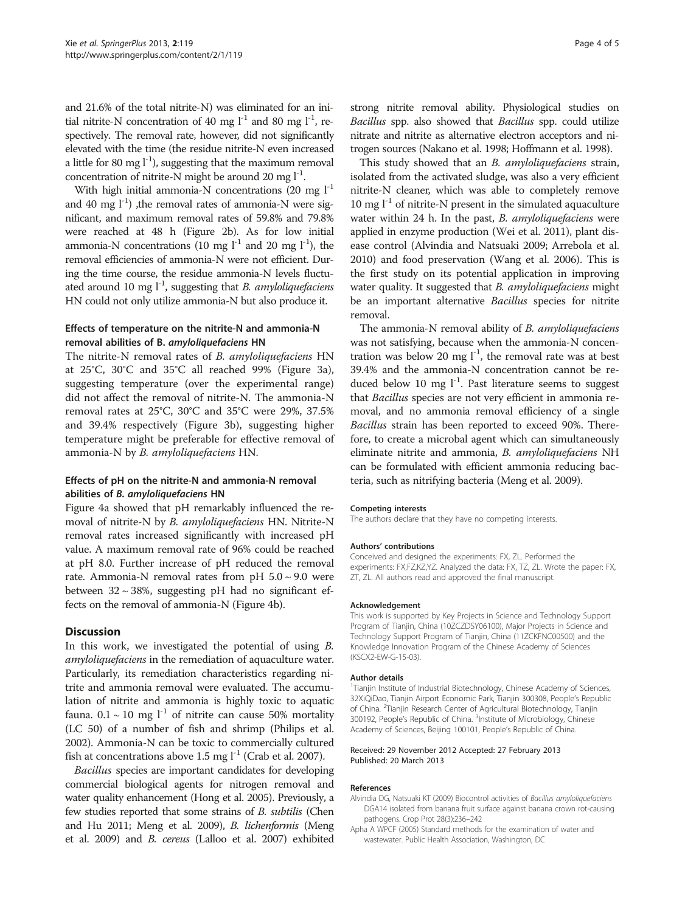and 21.6% of the total nitrite-N) was eliminated for an initial nitrite-N concentration of 40 mg $l^{-1}$ and 80 mg $l^{-1}$, respectively. The removal rate, however, did not significantly elevated with the time (the residue nitrite-N even increased a little for 80 mg $l^{-1}$), suggesting that the maximum removal concentration of nitrite-N might be around 20 mg $l^{-1}$.

With high initial ammonia-N concentrations (20 mg $l^{-1}$ and 40 mg $l^{-1}$) ,the removal rates of ammonia-N were significant, and maximum removal rates of 59.8% and 79.8% were reached at 48 h (Figure 2b). As for low initial ammonia-N concentrations (10 mg $l^{-1}$ and 20 mg $l^{-1}$), the removal efficiencies of ammonia-N were not efficient. During the time course, the residue ammonia-N levels fluctuated around 10 mg $l^{-1}$, suggesting that *B. amyloliquefaciens* HN could not only utilize ammonia-N but also produce it.

### Effects of temperature on the nitrite-N and ammonia-N removal abilities of B. *amyloliquefaciens* HN

The nitrite-N removal rates of *B. amyloliquefaciens* HN at 25°C, 30°C and 35°C all reached 99% (Figure 3a), suggesting temperature (over the experimental range) did not affect the removal of nitrite-N. The ammonia-N removal rates at 25°C, 30°C and 35°C were 29%, 37.5% and 39.4% respectively (Figure 3b), suggesting higher temperature might be preferable for effective removal of ammonia-N by *B. amyloliquefaciens* HN.

### Effects of pH on the nitrite-N and ammonia-N removal abilities of *B. amyloliquefaciens* HN

Figure 4a showed that pH remarkably influenced the removal of nitrite-N by *B. amyloliquefaciens* HN. Nitrite-N removal rates increased significantly with increased pH value. A maximum removal rate of 96% could be reached at pH 8.0. Further increase of pH reduced the removal rate. Ammonia-N removal rates from pH 5.0 ~ 9.0 were between 32 ~ 38%, suggesting pH had no significant effects on the removal of ammonia-N (Figure 4b).

## Discussion

In this work, we investigated the potential of using *B. amyloliquefaciens* in the remediation of aquaculture water. Particularly, its remediation characteristics regarding nitrite and ammonia removal were evaluated. The accumulation of nitrite and ammonia is highly toxic to aquatic fauna. 0.1 ~ 10 mg $l^{-1}$ of nitrite can cause 50% mortality (LC 50) of a number of fish and shrimp (Philips et al. 2002). Ammonia-N can be toxic to commercially cultured fish at concentrations above 1.5 mg $l^{-1}$ (Crab et al. 2007).

*Bacillus* species are important candidates for developing commercial biological agents for nitrogen removal and water quality enhancement (Hong et al. 2005). Previously, a few studies reported that some strains of *B. subtilis* (Chen and Hu 2011; Meng et al. 2009), *B. lichenformis* (Meng et al. 2009) and *B. cereus* (Lalloo et al. 2007) exhibited strong nitrite removal ability. Physiological studies on *Bacillus* spp. also showed that *Bacillus* spp. could utilize nitrate and nitrite as alternative electron acceptors and nitrogen sources (Nakano et al. 1998; Hoffmann et al. 1998).

This study showed that an *B. amyloliquefaciens* strain, isolated from the activated sludge, was also a very efficient nitrite-N cleaner, which was able to completely remove 10 mg $l^{-1}$ of nitrite-N present in the simulated aquaculture water within 24 h. In the past, *B. amyloliquefaciens* were applied in enzyme production (Wei et al. 2011), plant disease control (Alvindia and Natsuaki 2009; Arrebola et al. 2010) and food preservation (Wang et al. 2006). This is the first study on its potential application in improving water quality. It suggested that *B. amyloliquefaciens* might be an important alternative *Bacillus* species for nitrite removal.

The ammonia-N removal ability of *B. amyloliquefaciens* was not satisfying, because when the ammonia-N concentration was below 20 mg $l^{-1}$, the removal rate was at best 39.4% and the ammonia-N concentration cannot be reduced below 10 mg $l^{-1}$. Past literature seems to suggest that *Bacillus* species are not very efficient in ammonia removal, and no ammonia removal efficiency of a single *Bacillus* strain has been reported to exceed 90%. Therefore, to create a microbal agent which can simultaneously eliminate nitrite and ammonia, *B. amyloliquefaciens* NH can be formulated with efficient ammonia reducing bacteria, such as nitrifying bacteria (Meng et al. 2009).

#### Competing interests

The authors declare that they have no competing interests.

#### Authors' contributions

Conceived and designed the experiments: FX, ZL. Performed the experiments: FX,FZ,KZ,YZ. Analyzed the data: FX, TZ, ZL. Wrote the paper: FX, ZT, ZL. All authors read and approved the final manuscript.

#### Acknowledgement

This work is supported by Key Projects in Science and Technology Support Program of Tianjin, China (10ZCZDSY06100), Major Projects in Science and Technology Support Program of Tianjin, China (11ZCKFNC00500) and the Knowledge Innovation Program of the Chinese Academy of Sciences (KSCX2-EW-G-15-03).

#### Author details

[1]Tianjin Institute of Industrial Biotechnology, Chinese Academy of Sciences, 32XiQiDao, Tianjin Airport Economic Park, Tianjin 300308, People's Republic of China. [2]Tianjin Research Center of Agricultural Biotechnology, Tianjin 300192, People's Republic of China. [3]Institute of Microbiology, Chinese Academy of Sciences, Beijing 100101, People's Republic of China.

Received: 29 November 2012 Accepted: 27 February 2013
Published: 20 March 2013

#### References

Alvindia DG, Natsuaki KT (2009) Biocontrol activities of *Bacillus amyloliquefaciens* DGA14 isolated from banana fruit surface against banana crown rot-causing pathogens. Crop Prot 28(3):236–242

Apha A WPCF (2005) Standard methods for the examination of water and wastewater. Public Health Association, Washington, DC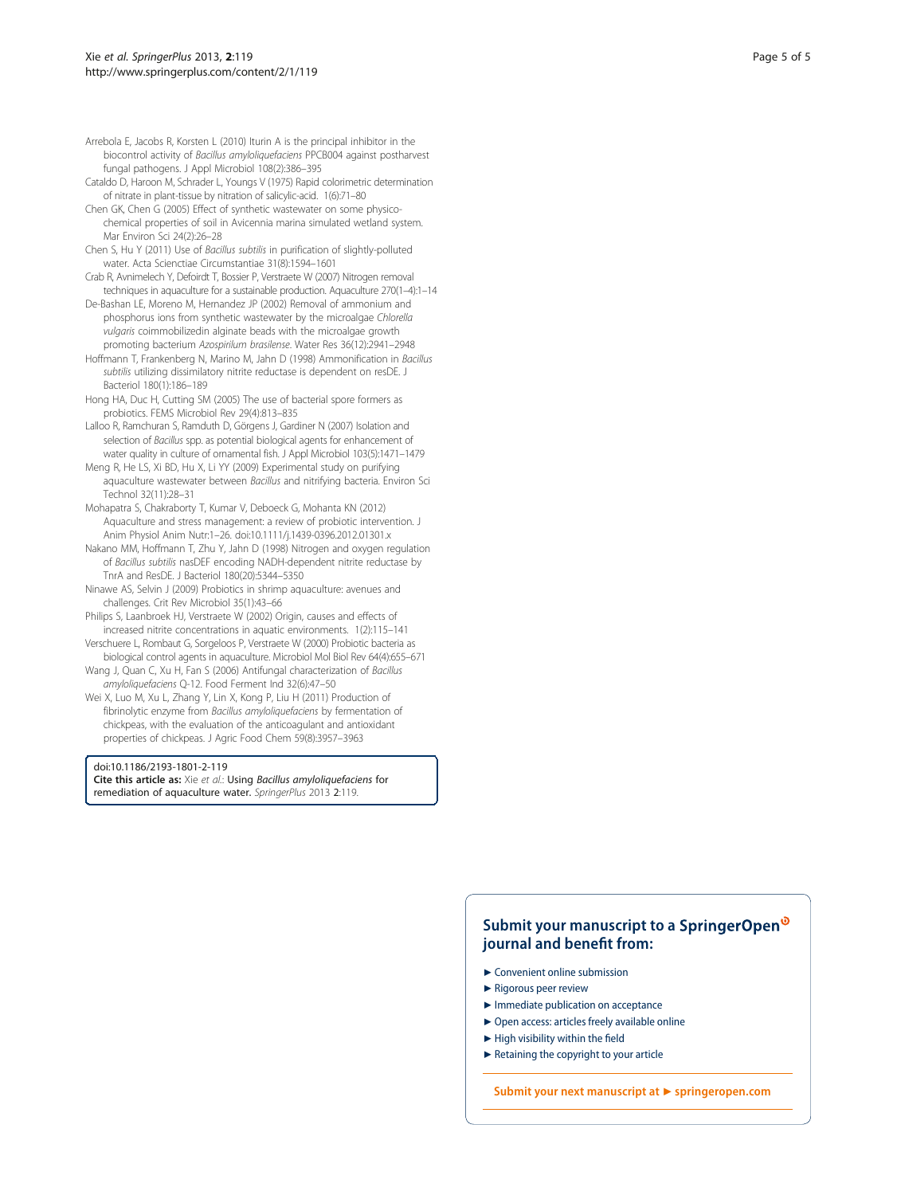Arrebola E, Jacobs R, Korsten L (2010) Iturin A is the principal inhibitor in the biocontrol activity of *Bacillus amyloliquefaciens* PPCB004 against postharvest fungal pathogens. J Appl Microbiol 108(2):386–395

Cataldo D, Haroon M, Schrader L, Youngs V (1975) Rapid colorimetric determination of nitrate in plant-tissue by nitration of salicylic-acid. 1(6):71–80

Chen GK, Chen G (2005) Effect of synthetic wastewater on some physico-chemical properties of soil in Avicennia marina simulated wetland system. Mar Environ Sci 24(2):26–28

Chen S, Hu Y (2011) Use of *Bacillus subtilis* in purification of slightly-polluted water. Acta Scienctiae Circumstantiae 31(8):1594–1601

Crab R, Avnimelech Y, Defoirdt T, Bossier P, Verstraete W (2007) Nitrogen removal techniques in aquaculture for a sustainable production. Aquaculture 270(1–4):1–14

De-Bashan LE, Moreno M, Hernandez JP (2002) Removal of ammonium and phosphorus ions from synthetic wastewater by the microalgae *Chlorella vulgaris* coimmobilizedin alginate beads with the microalgae growth promoting bacterium *Azospirilum brasilense*. Water Res 36(12):2941–2948

Hoffmann T, Frankenberg N, Marino M, Jahn D (1998) Ammonification in *Bacillus subtilis* utilizing dissimilatory nitrite reductase is dependent on resDE. J Bacteriol 180(1):186–189

Hong HA, Duc H, Cutting SM (2005) The use of bacterial spore formers as probiotics. FEMS Microbiol Rev 29(4):813–835

Lalloo R, Ramchuran S, Ramduth D, Görgens J, Gardiner N (2007) Isolation and selection of *Bacillus* spp. as potential biological agents for enhancement of water quality in culture of ornamental fish. J Appl Microbiol 103(5):1471–1479

Meng R, He LS, Xi BD, Hu X, Li YY (2009) Experimental study on purifying aquaculture wastewater between *Bacillus* and nitrifying bacteria. Environ Sci Technol 32(11):28–31

Mohapatra S, Chakraborty T, Kumar V, Deboeck G, Mohanta KN (2012) Aquaculture and stress management: a review of probiotic intervention. J Anim Physiol Anim Nutr:1–26. doi:10.1111/j.1439-0396.2012.01301.x

Nakano MM, Hoffmann T, Zhu Y, Jahn D (1998) Nitrogen and oxygen regulation of *Bacillus subtilis* nasDEF encoding NADH-dependent nitrite reductase by TnrA and ResDE. J Bacteriol 180(20):5344–5350

Ninawe AS, Selvin J (2009) Probiotics in shrimp aquaculture: avenues and challenges. Crit Rev Microbiol 35(1):43–66

Philips S, Laanbroek HJ, Verstraete W (2002) Origin, causes and effects of increased nitrite concentrations in aquatic environments. 1(2):115–141

Verschuere L, Rombaut G, Sorgeloos P, Verstraete W (2000) Probiotic bacteria as biological control agents in aquaculture. Microbiol Mol Biol Rev 64(4):655–671

Wang J, Quan C, Xu H, Fan S (2006) Antifungal characterization of *Bacillus amyloliquefaciens* Q-12. Food Ferment Ind 32(6):47–50

Wei X, Luo M, Xu L, Zhang Y, Lin X, Kong P, Liu H (2011) Production of fibrinolytic enzyme from *Bacillus amyloliquefaciens* by fermentation of chickpeas, with the evaluation of the anticoagulant and antioxidant properties of chickpeas. J Agric Food Chem 59(8):3957–3963

doi:10.1186/2193-1801-2-119

**Cite this article as:** Xie *et al.*: Using *Bacillus amyloliquefaciens* for remediation of aquaculture water. *SpringerPlus* 2013 **2**:119.

**Submit your manuscript to a SpringerOpen journal and benefit from:**

- ► Convenient online submission
- ► Rigorous peer review
- ► Immediate publication on acceptance
- ► Open access: articles freely available online
- ► High visibility within the field
- ► Retaining the copyright to your article

**Submit your next manuscript at ► springeropen.com**